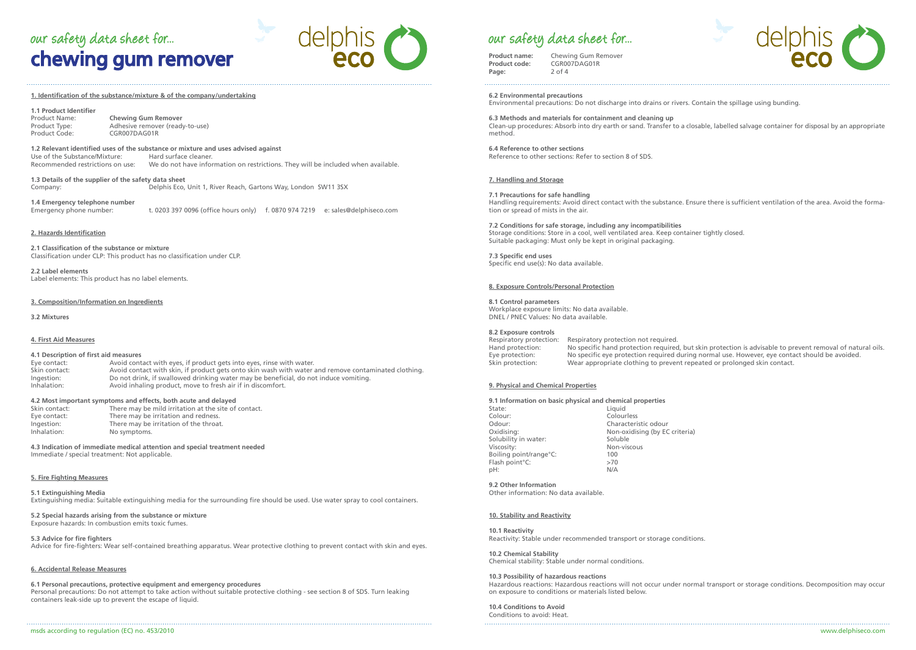# our safety data sheet for... chewing gum remover

## 1. Identification of the substance/mixture & of the company/undertaking

**1.1 Product Identifier**

| | |
|---|---|
| Product Name: | **Chewing Gum Remover** |
| Product Type: | Adhesive remover (ready-to-use) |
| Product Code: | CGR007DAG01R |

**1.2 Relevant identified uses of the substance or mixture and uses advised against**

| | |
|---|---|
| Use of the Substance/Mixture: | Hard surface cleaner. |
| Recommended restrictions on use: | We do not have information on restrictions. They will be included when available. |

**1.3 Details of the supplier of the safety data sheet**

Company: Delphis Eco, Unit 1, River Reach, Gartons Way, London SW11 3SX

**1.4 Emergency telephone number**

Emergency phone number: t. 0203 397 0096 (office hours only) f. 0870 974 7219 e: sales@delphiseco.com

## 2. Hazards Identification

**2.1 Classification of the substance or mixture**

Classification under CLP: This product has no classification under CLP.

**2.2 Label elements**

Label elements: This product has no label elements.

## 3. Composition/Information on Ingredients

**3.2 Mixtures**

## 4. First Aid Measures

**4.1 Description of first aid measures**

| | |
|---|---|
| Eye contact: | Avoid contact with eyes, if product gets into eyes, rinse with water. |
| Skin contact: | Avoid contact with skin, if product gets onto skin wash with water and remove contaminated clothing. |
| Ingestion: | Do not drink, if swallowed drinking water may be beneficial, do not induce vomiting. |
| Inhalation: | Avoid inhaling product, move to fresh air if in discomfort. |

**4.2 Most important symptoms and effects, both acute and delayed**

| | |
|---|---|
| Skin contact: | There may be mild irritation at the site of contact. |
| Eye contact: | There may be irritation and redness. |
| Ingestion: | There may be irritation of the throat. |
| Inhalation: | No symptoms. |

**4.3 Indication of immediate medical attention and special treatment needed**

Immediate / special treatment: Not applicable.

## 5. Fire Fighting Measures

**5.1 Extinguishing Media**

Extinguishing media: Suitable extinguishing media for the surrounding fire should be used. Use water spray to cool containers.

**5.2 Special hazards arising from the substance or mixture**

Exposure hazards: In combustion emits toxic fumes.

**5.3 Advice for fire fighters**

Advice for fire-fighters: Wear self-contained breathing apparatus. Wear protective clothing to prevent contact with skin and eyes.

## 6. Accidental Release Measures

**6.1 Personal precautions, protective equipment and emergency procedures**

Personal precautions: Do not attempt to take action without suitable protective clothing - see section 8 of SDS. Turn leaking containers leak-side up to prevent the escape of liquid.

msds according to regulation (EC) no. 453/2010

# our safety data sheet for...

| | |
|---|---|
| **Product name:** | Chewing Gum Remover |
| **Product code:** | CGR007DAG01R |
| **Page:** | 2 of 4 |

**6.2 Environmental precautions**

Environmental precautions: Do not discharge into drains or rivers. Contain the spillage using bunding.

**6.3 Methods and materials for containment and cleaning up**

Clean-up procedures: Absorb into dry earth or sand. Transfer to a closable, labelled salvage container for disposal by an appropriate method.

**6.4 Reference to other sections**

Reference to other sections: Refer to section 8 of SDS.

## 7. Handling and Storage

**7.1 Precautions for safe handling**

Handling requirements: Avoid direct contact with the substance. Ensure there is sufficient ventilation of the area. Avoid the formation or spread of mists in the air.

**7.2 Conditions for safe storage, including any incompatibilities**

Storage conditions: Store in a cool, well ventilated area. Keep container tightly closed.
Suitable packaging: Must only be kept in original packaging.

**7.3 Specific end uses**

Specific end use(s): No data available.

## 8. Exposure Controls/Personal Protection

**8.1 Control parameters**

Workplace exposure limits: No data available.
DNEL / PNEC Values: No data available.

**8.2 Exposure controls**

| | |
|---|---|
| Respiratory protection: | Respiratory protection not required. |
| Hand protection: | No specific hand protection required, but skin protection is advisable to prevent removal of natural oils. |
| Eye protection: | No specific eye protection required during normal use. However, eye contact should be avoided. |
| Skin protection: | Wear appropriate clothing to prevent repeated or prolonged skin contact. |

## 9. Physical and Chemical Properties

**9.1 Information on basic physical and chemical properties**

| | |
|---|---|
| State: | Liquid |
| Colour: | Colourless |
| Odour: | Characteristic odour |
| Oxidising: | Non-oxidising (by EC criteria) |
| Solubility in water: | Soluble |
| Viscosity: | Non-viscous |
| Boiling point/range°C: | 100 |
| Flash point°C: | >70 |
| pH: | N/A |

**9.2 Other Information**

Other information: No data available.

## 10. Stability and Reactivity

**10.1 Reactivity**

Reactivity: Stable under recommended transport or storage conditions.

**10.2 Chemical Stability**

Chemical stability: Stable under normal conditions.

**10.3 Possibility of hazardous reactions**

Hazardous reactions: Hazardous reactions will not occur under normal transport or storage conditions. Decomposition may occur on exposure to conditions or materials listed below.

**10.4 Conditions to Avoid**

Conditions to avoid: Heat.

www.delphiseco.com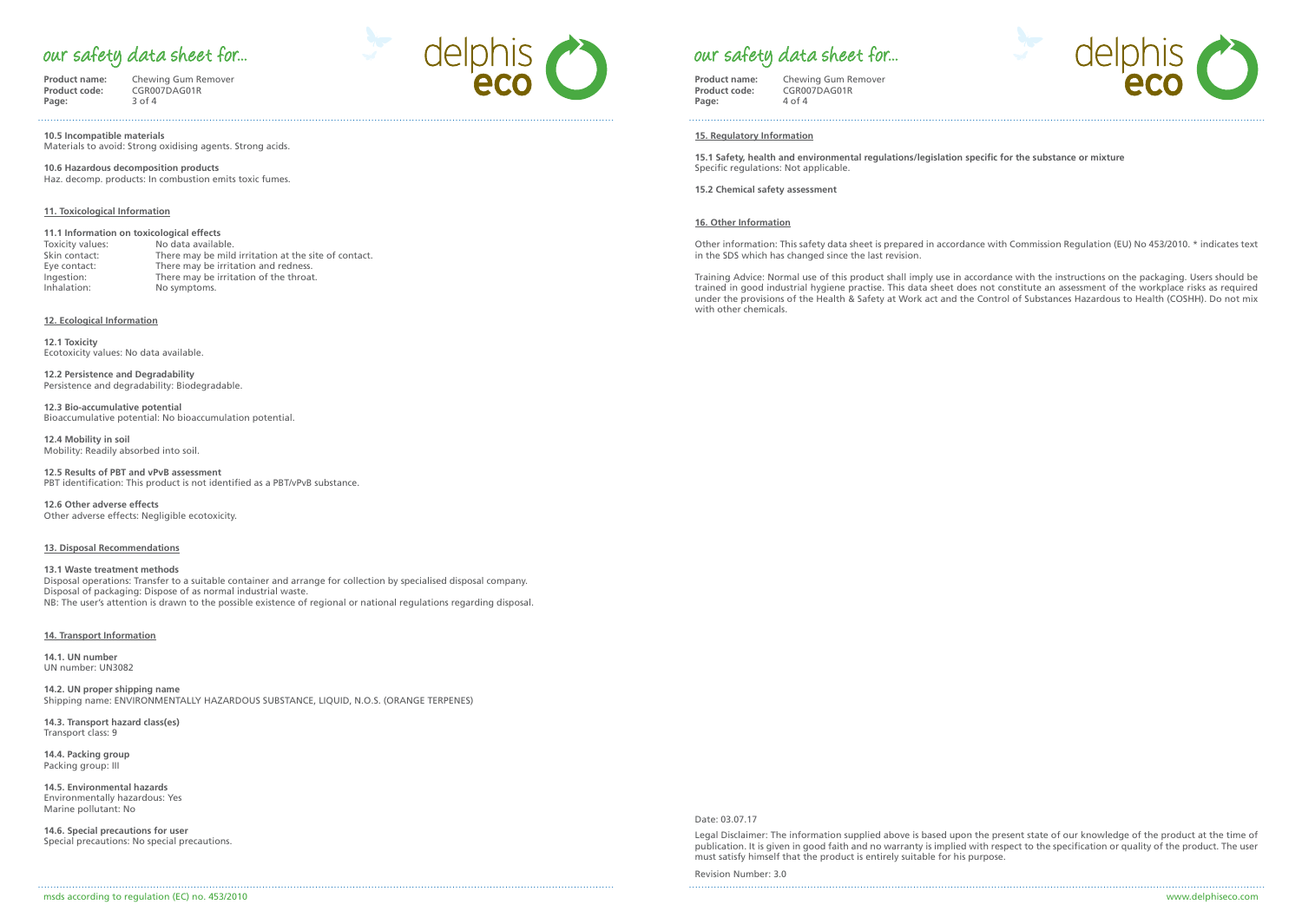**10.5 Incompatible materials**
Materials to avoid: Strong oxidising agents. Strong acids.

**10.6 Hazardous decomposition products**
Haz. decomp. products: In combustion emits toxic fumes.

## 11. Toxicological Information

**11.1 Information on toxicological effects**

| | |
|---|---|
| Toxicity values: | No data available. |
| Skin contact: | There may be mild irritation at the site of contact. |
| Eye contact: | There may be irritation and redness. |
| Ingestion: | There may be irritation of the throat. |
| Inhalation: | No symptoms. |

## 12. Ecological Information

**12.1 Toxicity**
Ecotoxicity values: No data available.

**12.2 Persistence and Degradability**
Persistence and degradability: Biodegradable.

**12.3 Bio-accumulative potential**
Bioaccumulative potential: No bioaccumulation potential.

**12.4 Mobility in soil**
Mobility: Readily absorbed into soil.

**12.5 Results of PBT and vPvB assessment**
PBT identification: This product is not identified as a PBT/vPvB substance.

**12.6 Other adverse effects**
Other adverse effects: Negligible ecotoxicity.

## 13. Disposal Recommendations

**13.1 Waste treatment methods**
Disposal operations: Transfer to a suitable container and arrange for collection by specialised disposal company.
Disposal of packaging: Dispose of as normal industrial waste.
NB: The user's attention is drawn to the possible existence of regional or national regulations regarding disposal.

## 14. Transport Information

**14.1. UN number**
UN number: UN3082

**14.2. UN proper shipping name**
Shipping name: ENVIRONMENTALLY HAZARDOUS SUBSTANCE, LIQUID, N.O.S. (ORANGE TERPENES)

**14.3. Transport hazard class(es)**
Transport class: 9

**14.4. Packing group**
Packing group: III

**14.5. Environmental hazards**
Environmentally hazardous: Yes
Marine pollutant: No

**14.6. Special precautions for user**
Special precautions: No special precautions.

## 15. Regulatory Information

**15.1 Safety, health and environmental regulations/legislation specific for the substance or mixture**
Specific regulations: Not applicable.

**15.2 Chemical safety assessment**

## 16. Other Information

Other information: This safety data sheet is prepared in accordance with Commission Regulation (EU) No 453/2010. * indicates text in the SDS which has changed since the last revision.

Training Advice: Normal use of this product shall imply use in accordance with the instructions on the packaging. Users should be trained in good industrial hygiene practise. This data sheet does not constitute an assessment of the workplace risks as required under the provisions of the Health & Safety at Work act and the Control of Substances Hazardous to Health (COSHH). Do not mix with other chemicals.

Date: 03.07.17

Legal Disclaimer: The information supplied above is based upon the present state of our knowledge of the product at the time of publication. It is given in good faith and no warranty is implied with respect to the specification or quality of the product. The user must satisfy himself that the product is entirely suitable for his purpose.

Revision Number: 3.0